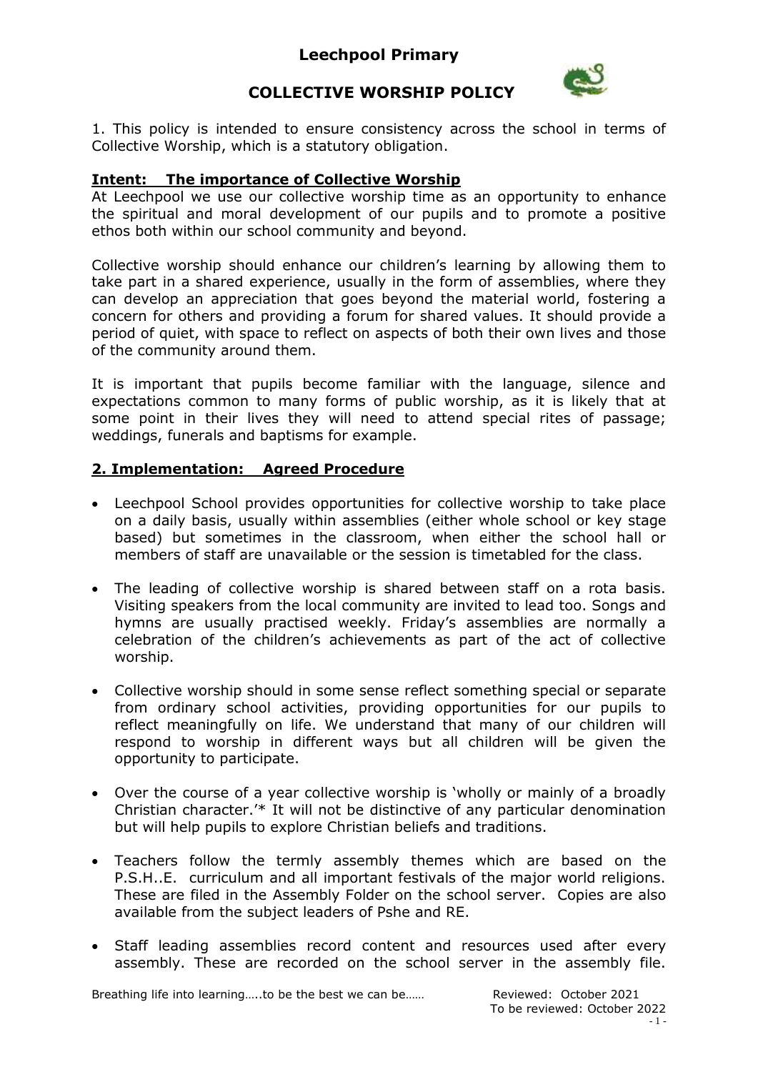# Leechpool Primary

## COLLECTIVE WORSHIP POLICY

1. This policy is intended to ensure consistency across the school in terms of Collective Worship, which is a statutory obligation.

### Intent: The importance of Collective Worship

At Leechpool we use our collective worship time as an opportunity to enhance the spiritual and moral development of our pupils and to promote a positive ethos both within our school community and beyond.

Collective worship should enhance our children's learning by allowing them to take part in a shared experience, usually in the form of assemblies, where they can develop an appreciation that goes beyond the material world, fostering a concern for others and providing a forum for shared values. It should provide a period of quiet, with space to reflect on aspects of both their own lives and those of the community around them.

It is important that pupils become familiar with the language, silence and expectations common to many forms of public worship, as it is likely that at some point in their lives they will need to attend special rites of passage; weddings, funerals and baptisms for example.

### 2. Implementation: Agreed Procedure

- Leechpool School provides opportunities for collective worship to take place on a daily basis, usually within assemblies (either whole school or key stage based) but sometimes in the classroom, when either the school hall or members of staff are unavailable or the session is timetabled for the class.
- The leading of collective worship is shared between staff on a rota basis. Visiting speakers from the local community are invited to lead too. Songs and hymns are usually practised weekly. Friday's assemblies are normally a celebration of the children's achievements as part of the act of collective worship.
- Collective worship should in some sense reflect something special or separate from ordinary school activities, providing opportunities for our pupils to reflect meaningfully on life. We understand that many of our children will respond to worship in different ways but all children will be given the opportunity to participate.
- Over the course of a year collective worship is 'wholly or mainly of a broadly Christian character.'* It will not be distinctive of any particular denomination but will help pupils to explore Christian beliefs and traditions.
- Teachers follow the termly assembly themes which are based on the P.S.H..E. curriculum and all important festivals of the major world religions. These are filed in the Assembly Folder on the school server. Copies are also available from the subject leaders of Pshe and RE.
- Staff leading assemblies record content and resources used after every assembly. These are recorded on the school server in the assembly file.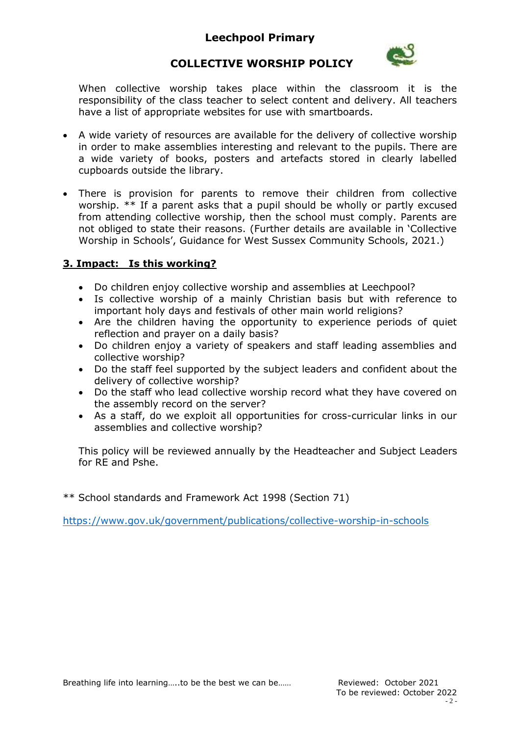When collective worship takes place within the classroom it is the responsibility of the class teacher to select content and delivery. All teachers have a list of appropriate websites for use with smartboards.

- A wide variety of resources are available for the delivery of collective worship in order to make assemblies interesting and relevant to the pupils. There are a wide variety of books, posters and artefacts stored in clearly labelled cupboards outside the library.

- There is provision for parents to remove their children from collective worship. ** If a parent asks that a pupil should be wholly or partly excused from attending collective worship, then the school must comply. Parents are not obliged to state their reasons. (Further details are available in 'Collective Worship in Schools', Guidance for West Sussex Community Schools, 2021.)

## 3. Impact: Is this working?

- Do children enjoy collective worship and assemblies at Leechpool?
- Is collective worship of a mainly Christian basis but with reference to important holy days and festivals of other main world religions?
- Are the children having the opportunity to experience periods of quiet reflection and prayer on a daily basis?
- Do children enjoy a variety of speakers and staff leading assemblies and collective worship?
- Do the staff feel supported by the subject leaders and confident about the delivery of collective worship?
- Do the staff who lead collective worship record what they have covered on the assembly record on the server?
- As a staff, do we exploit all opportunities for cross-curricular links in our assemblies and collective worship?

This policy will be reviewed annually by the Headteacher and Subject Leaders for RE and Pshe.

** School standards and Framework Act 1998 (Section 71)

https://www.gov.uk/government/publications/collective-worship-in-schools

Breathing life into learning…..to be the best we can be……

Reviewed: October 2021
To be reviewed: October 2022